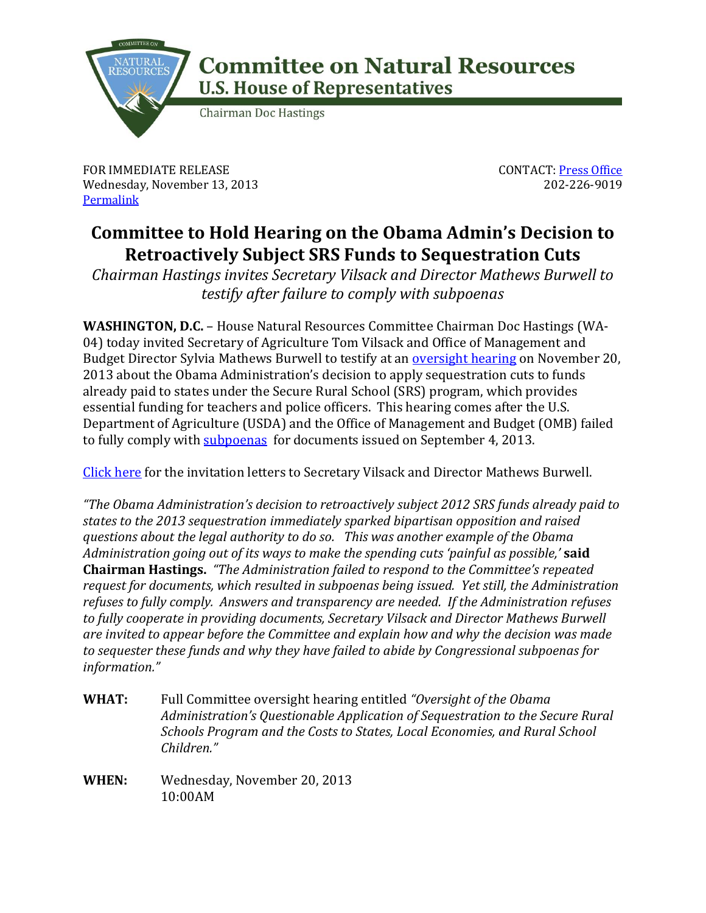# Committee on Natural Resources
## U.S. House of Representatives

Chairman Doc Hastings

FOR IMMEDIATE RELEASE
Wednesday, November 13, 2013
Permalink

CONTACT: Press Office
202-226-9019

# Committee to Hold Hearing on the Obama Admin's Decision to Retroactively Subject SRS Funds to Sequestration Cuts

*Chairman Hastings invites Secretary Vilsack and Director Mathews Burwell to testify after failure to comply with subpoenas*

**WASHINGTON, D.C.** – House Natural Resources Committee Chairman Doc Hastings (WA-04) today invited Secretary of Agriculture Tom Vilsack and Office of Management and Budget Director Sylvia Mathews Burwell to testify at an oversight hearing on November 20, 2013 about the Obama Administration's decision to apply sequestration cuts to funds already paid to states under the Secure Rural School (SRS) program, which provides essential funding for teachers and police officers. This hearing comes after the U.S. Department of Agriculture (USDA) and the Office of Management and Budget (OMB) failed to fully comply with subpoenas for documents issued on September 4, 2013.

Click here for the invitation letters to Secretary Vilsack and Director Mathews Burwell.

*"The Obama Administration's decision to retroactively subject 2012 SRS funds already paid to states to the 2013 sequestration immediately sparked bipartisan opposition and raised questions about the legal authority to do so. This was another example of the Obama Administration going out of its ways to make the spending cuts 'painful as possible,'* **said Chairman Hastings.** *"The Administration failed to respond to the Committee's repeated request for documents, which resulted in subpoenas being issued. Yet still, the Administration refuses to fully comply. Answers and transparency are needed. If the Administration refuses to fully cooperate in providing documents, Secretary Vilsack and Director Mathews Burwell are invited to appear before the Committee and explain how and why the decision was made to sequester these funds and why they have failed to abide by Congressional subpoenas for information."*

**WHAT:** Full Committee oversight hearing entitled *"Oversight of the Obama Administration's Questionable Application of Sequestration to the Secure Rural Schools Program and the Costs to States, Local Economies, and Rural School Children."*

**WHEN:** Wednesday, November 20, 2013
10:00AM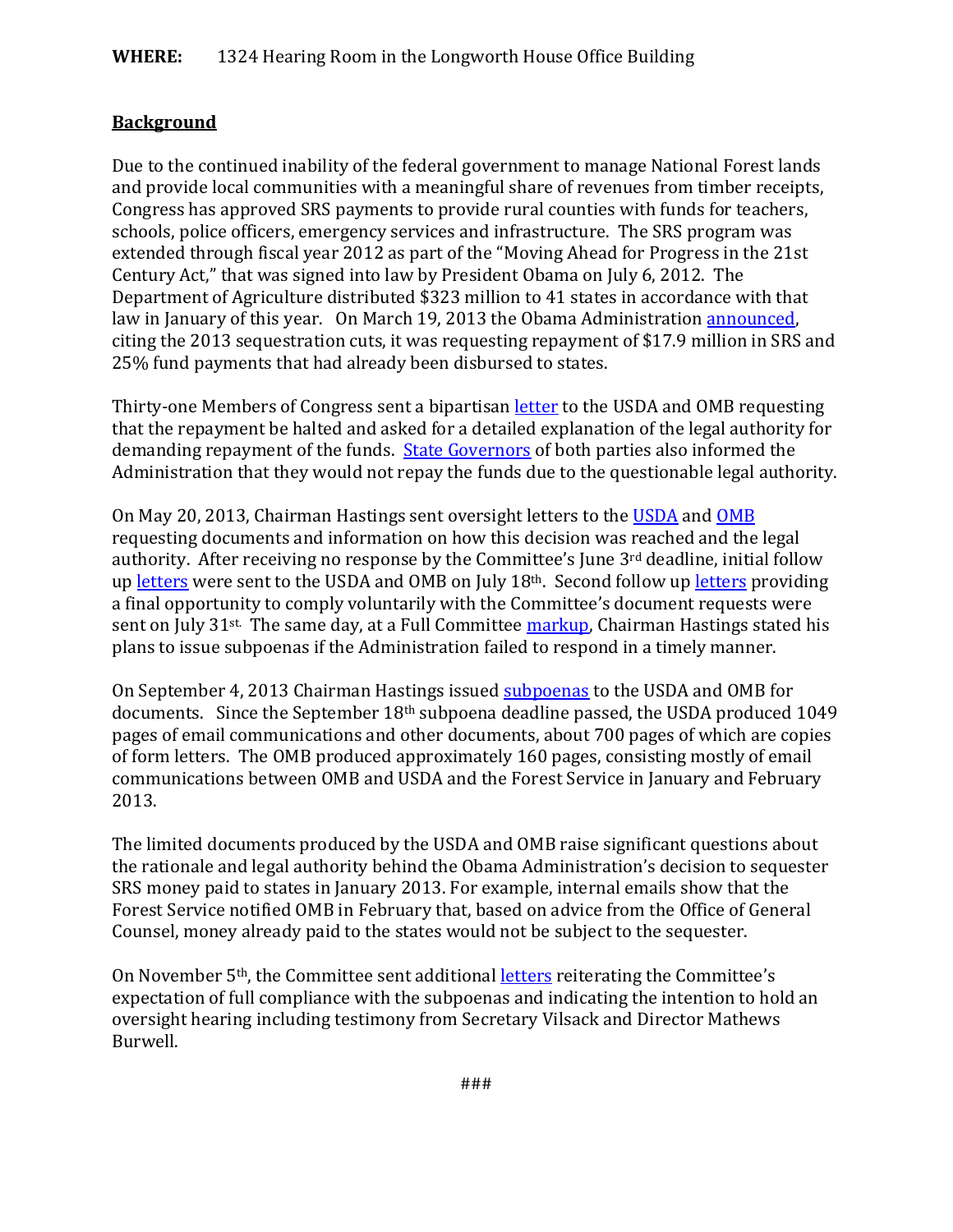**WHERE:** 1324 Hearing Room in the Longworth House Office Building

**Background**

Due to the continued inability of the federal government to manage National Forest lands and provide local communities with a meaningful share of revenues from timber receipts, Congress has approved SRS payments to provide rural counties with funds for teachers, schools, police officers, emergency services and infrastructure. The SRS program was extended through fiscal year 2012 as part of the "Moving Ahead for Progress in the 21st Century Act," that was signed into law by President Obama on July 6, 2012. The Department of Agriculture distributed $323 million to 41 states in accordance with that law in January of this year. On March 19, 2013 the Obama Administration announced, citing the 2013 sequestration cuts, it was requesting repayment of $17.9 million in SRS and 25% fund payments that had already been disbursed to states.

Thirty-one Members of Congress sent a bipartisan letter to the USDA and OMB requesting that the repayment be halted and asked for a detailed explanation of the legal authority for demanding repayment of the funds. State Governors of both parties also informed the Administration that they would not repay the funds due to the questionable legal authority.

On May 20, 2013, Chairman Hastings sent oversight letters to the USDA and OMB requesting documents and information on how this decision was reached and the legal authority. After receiving no response by the Committee's June 3rd deadline, initial follow up letters were sent to the USDA and OMB on July 18th. Second follow up letters providing a final opportunity to comply voluntarily with the Committee's document requests were sent on July 31st. The same day, at a Full Committee markup, Chairman Hastings stated his plans to issue subpoenas if the Administration failed to respond in a timely manner.

On September 4, 2013 Chairman Hastings issued subpoenas to the USDA and OMB for documents. Since the September 18th subpoena deadline passed, the USDA produced 1049 pages of email communications and other documents, about 700 pages of which are copies of form letters. The OMB produced approximately 160 pages, consisting mostly of email communications between OMB and USDA and the Forest Service in January and February 2013.

The limited documents produced by the USDA and OMB raise significant questions about the rationale and legal authority behind the Obama Administration's decision to sequester SRS money paid to states in January 2013. For example, internal emails show that the Forest Service notified OMB in February that, based on advice from the Office of General Counsel, money already paid to the states would not be subject to the sequester.

On November 5th, the Committee sent additional letters reiterating the Committee's expectation of full compliance with the subpoenas and indicating the intention to hold an oversight hearing including testimony from Secretary Vilsack and Director Mathews Burwell.

###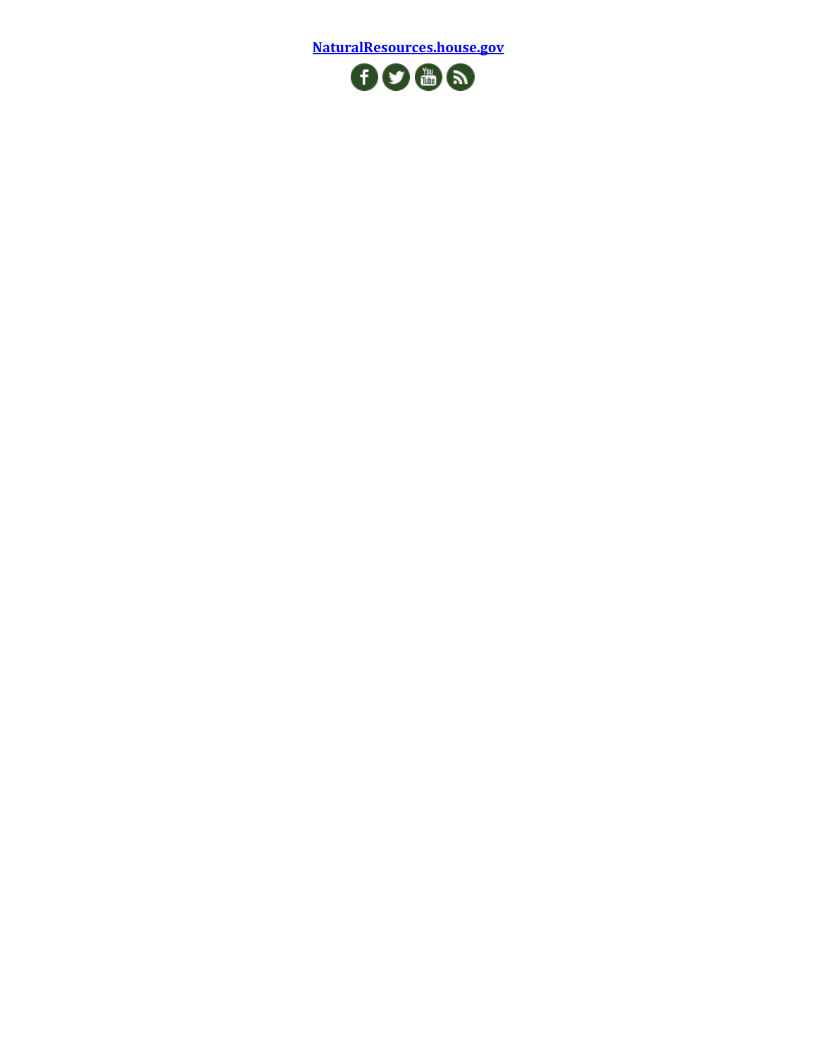**NaturalResources.house.gov**